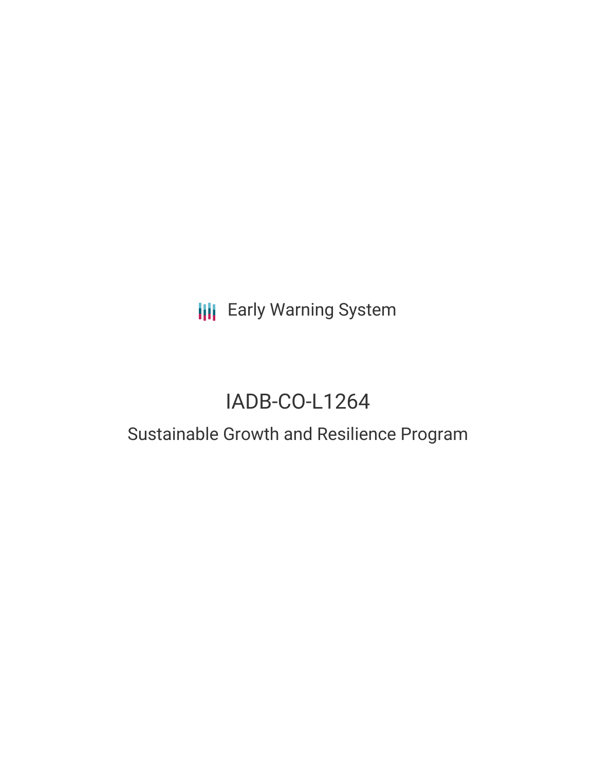Early Warning System

# IADB-CO-L1264

## Sustainable Growth and Resilience Program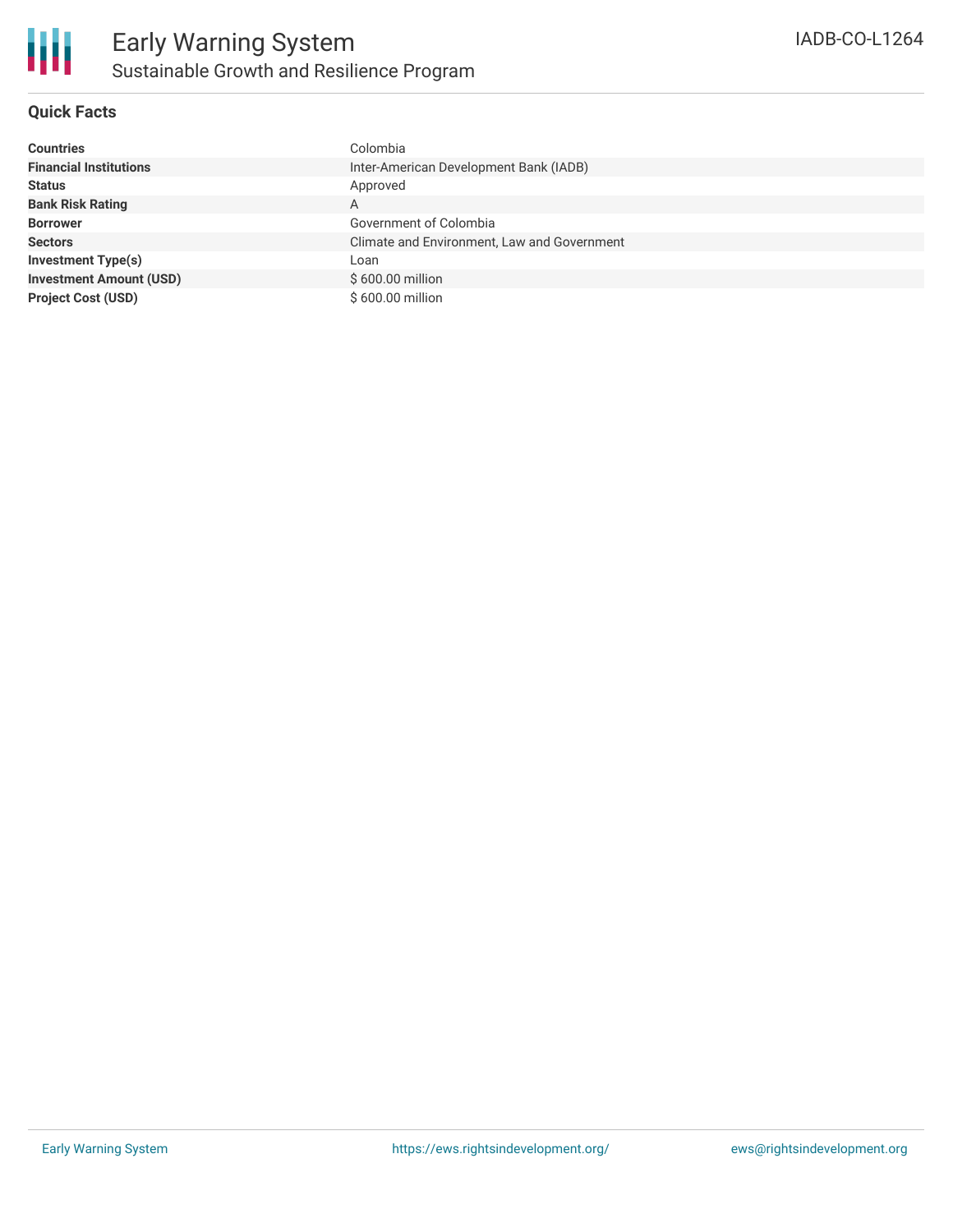# Early Warning System

## Sustainable Growth and Resilience Program

IADB-CO-L1264

### Quick Facts

| | |
|---|---|
| **Countries** | Colombia |
| **Financial Institutions** | Inter-American Development Bank (IADB) |
| **Status** | Approved |
| **Bank Risk Rating** | A |
| **Borrower** | Government of Colombia |
| **Sectors** | Climate and Environment, Law and Government |
| **Investment Type(s)** | Loan |
| **Investment Amount (USD)** | $ 600.00 million |
| **Project Cost (USD)** | $ 600.00 million |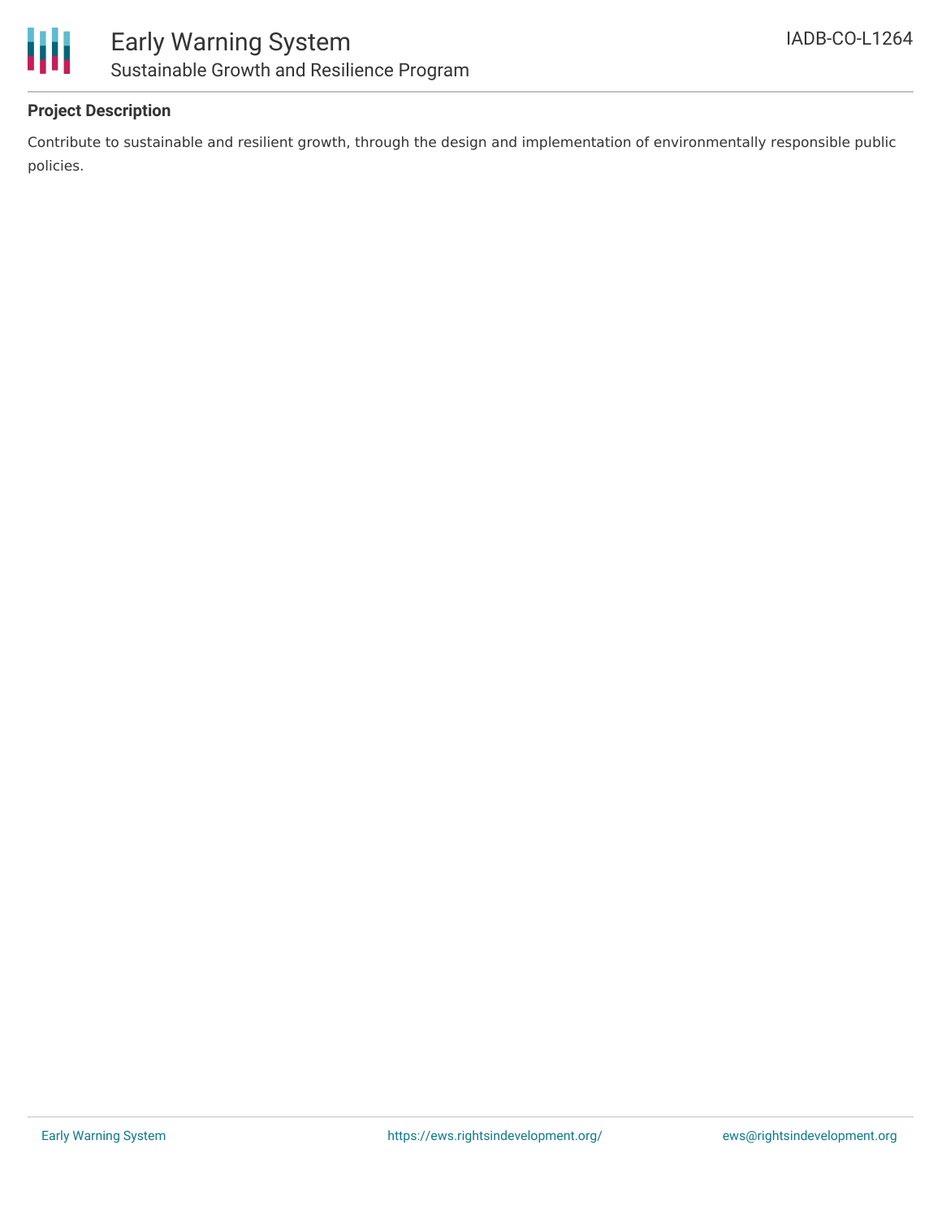## Project Description

Contribute to sustainable and resilient growth, through the design and implementation of environmentally responsible public policies.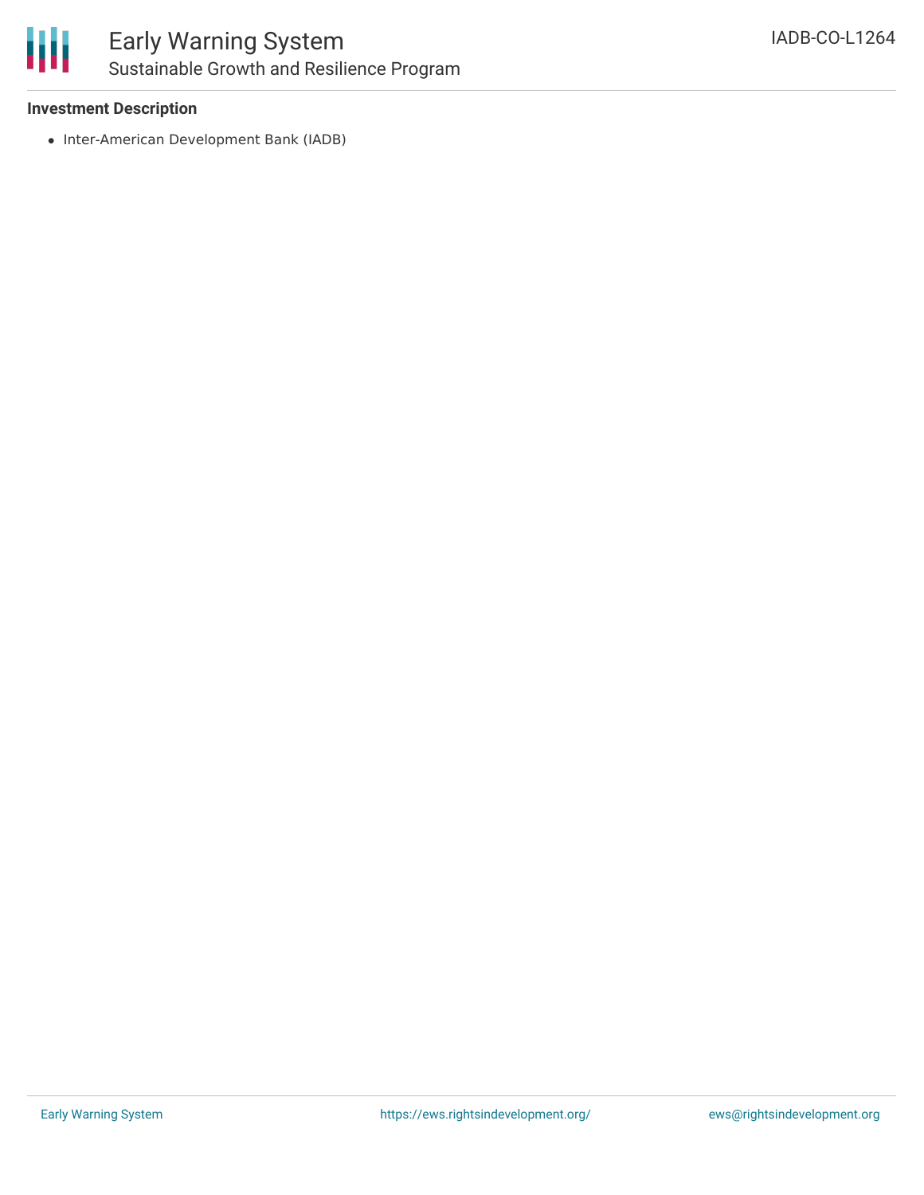**Investment Description**

- Inter-American Development Bank (IADB)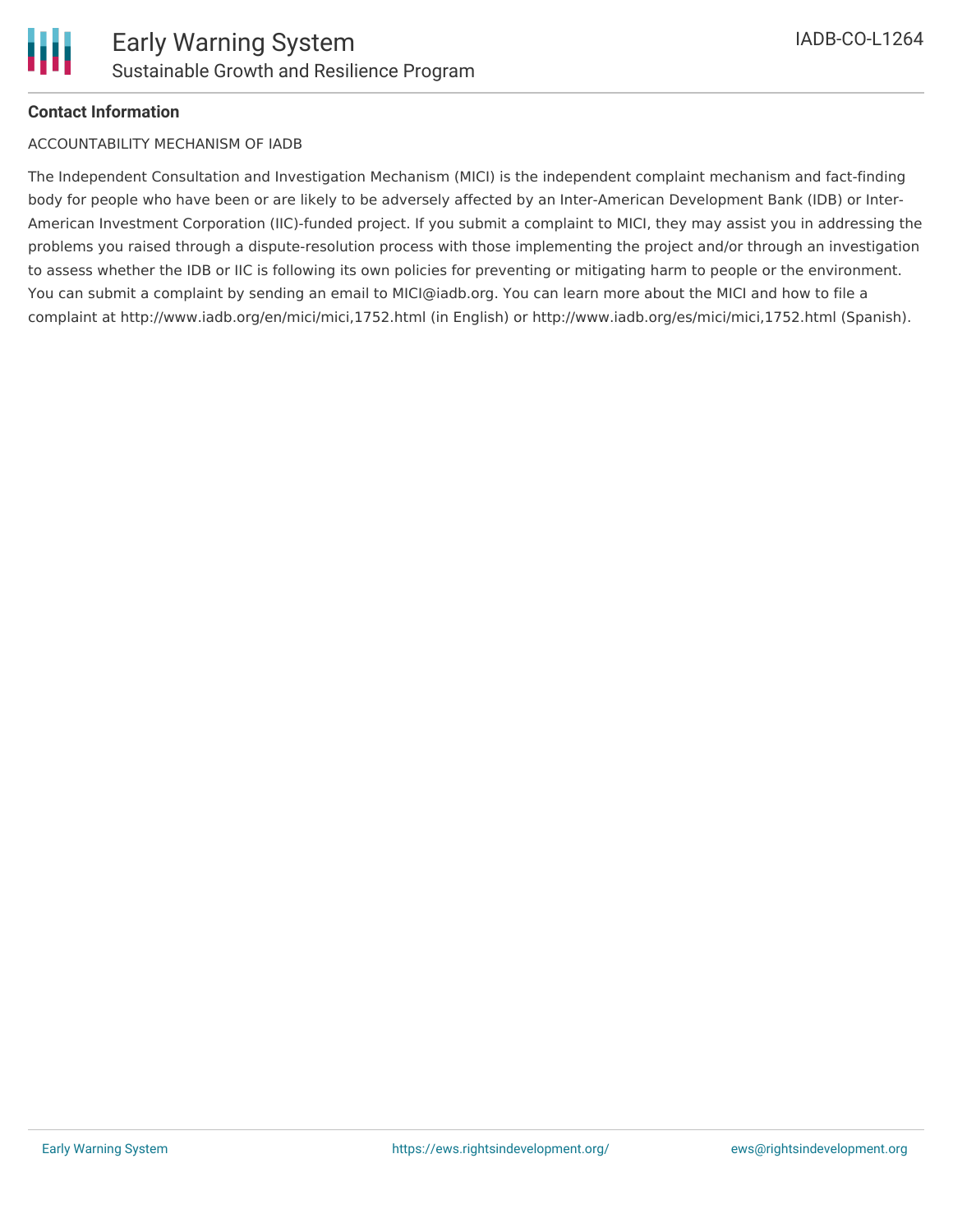**Contact Information**

ACCOUNTABILITY MECHANISM OF IADB

The Independent Consultation and Investigation Mechanism (MICI) is the independent complaint mechanism and fact-finding body for people who have been or are likely to be adversely affected by an Inter-American Development Bank (IDB) or Inter-American Investment Corporation (IIC)-funded project. If you submit a complaint to MICI, they may assist you in addressing the problems you raised through a dispute-resolution process with those implementing the project and/or through an investigation to assess whether the IDB or IIC is following its own policies for preventing or mitigating harm to people or the environment. You can submit a complaint by sending an email to MICI@iadb.org. You can learn more about the MICI and how to file a complaint at http://www.iadb.org/en/mici/mici,1752.html (in English) or http://www.iadb.org/es/mici/mici,1752.html (Spanish).